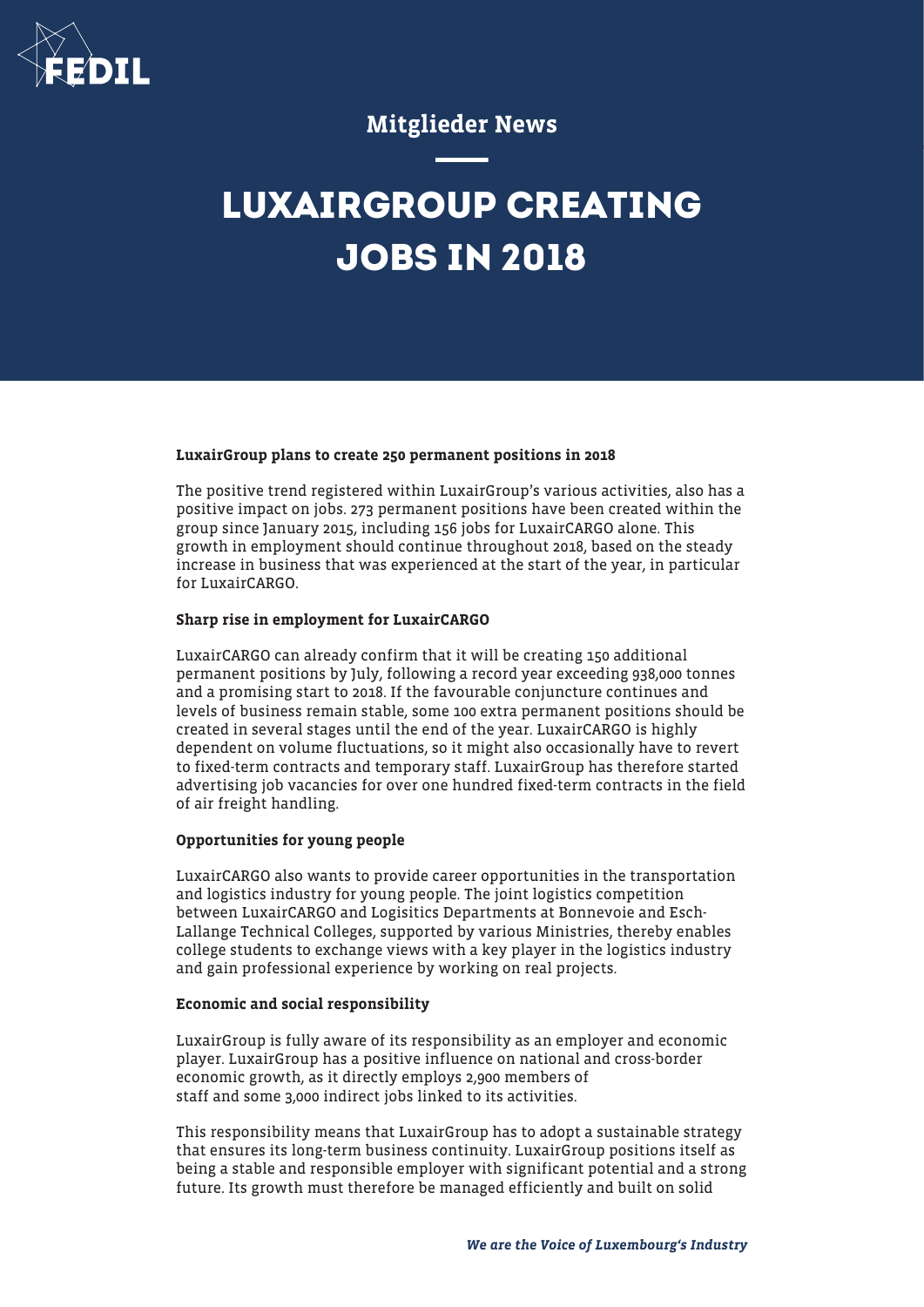Mitglieder News

# LUXAIRGROUP CREATING JOBS IN 2018

**LuxairGroup plans to create 250 permanent positions in 2018**

The positive trend registered within LuxairGroup's various activities, also has a positive impact on jobs. 273 permanent positions have been created within the group since January 2015, including 156 jobs for LuxairCARGO alone. This growth in employment should continue throughout 2018, based on the steady increase in business that was experienced at the start of the year, in particular for LuxairCARGO.

**Sharp rise in employment for LuxairCARGO**

LuxairCARGO can already confirm that it will be creating 150 additional permanent positions by July, following a record year exceeding 938,000 tonnes and a promising start to 2018. If the favourable conjuncture continues and levels of business remain stable, some 100 extra permanent positions should be created in several stages until the end of the year. LuxairCARGO is highly dependent on volume fluctuations, so it might also occasionally have to revert to fixed-term contracts and temporary staff. LuxairGroup has therefore started advertising job vacancies for over one hundred fixed-term contracts in the field of air freight handling.

**Opportunities for young people**

LuxairCARGO also wants to provide career opportunities in the transportation and logistics industry for young people. The joint logistics competition between LuxairCARGO and Logisitics Departments at Bonnevoie and Esch-Lallange Technical Colleges, supported by various Ministries, thereby enables college students to exchange views with a key player in the logistics industry and gain professional experience by working on real projects.

**Economic and social responsibility**

LuxairGroup is fully aware of its responsibility as an employer and economic player. LuxairGroup has a positive influence on national and cross-border economic growth, as it directly employs 2,900 members of staff and some 3,000 indirect jobs linked to its activities.

This responsibility means that LuxairGroup has to adopt a sustainable strategy that ensures its long-term business continuity. LuxairGroup positions itself as being a stable and responsible employer with significant potential and a strong future. Its growth must therefore be managed efficiently and built on solid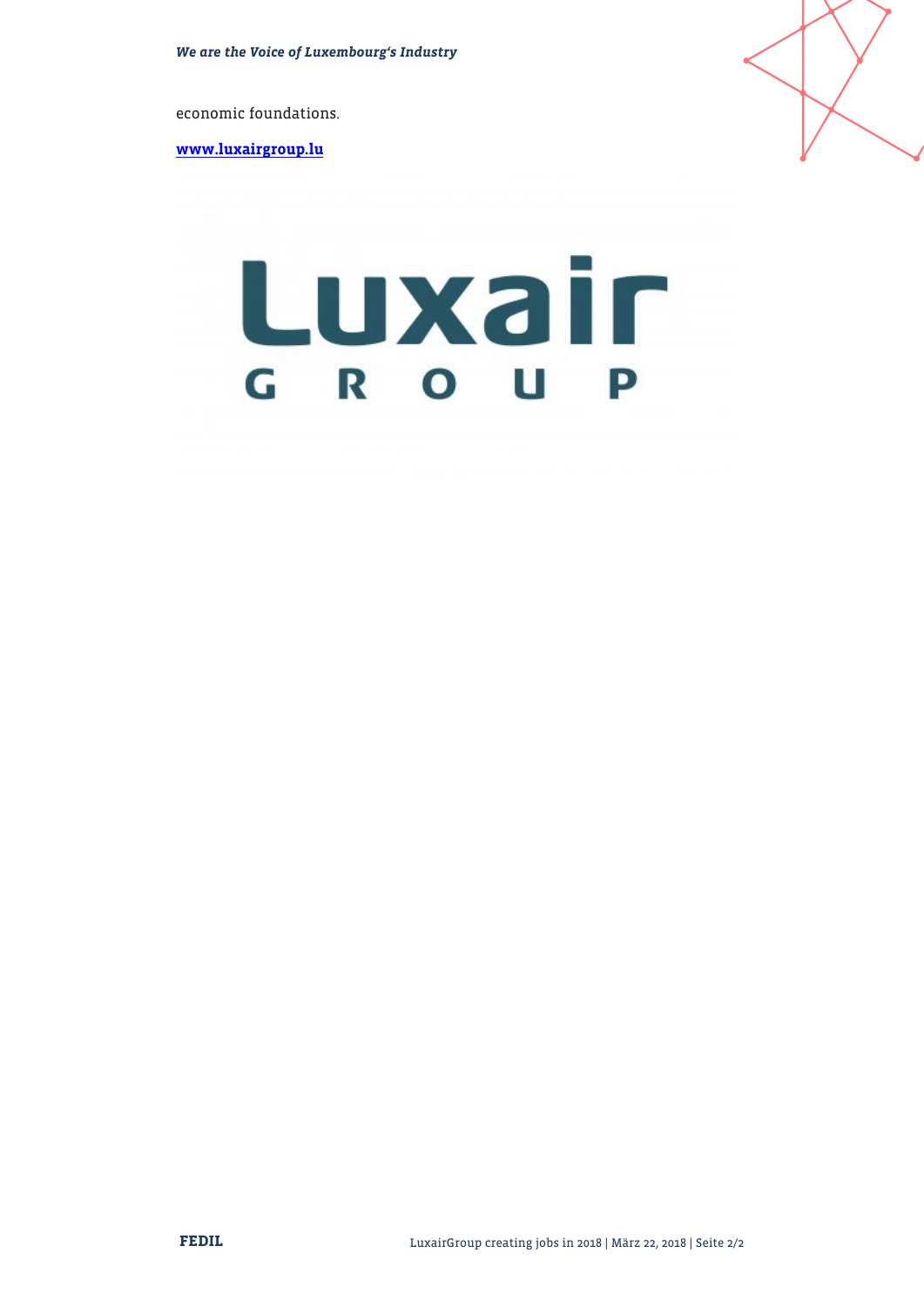economic foundations.

**www.luxairgroup.lu**